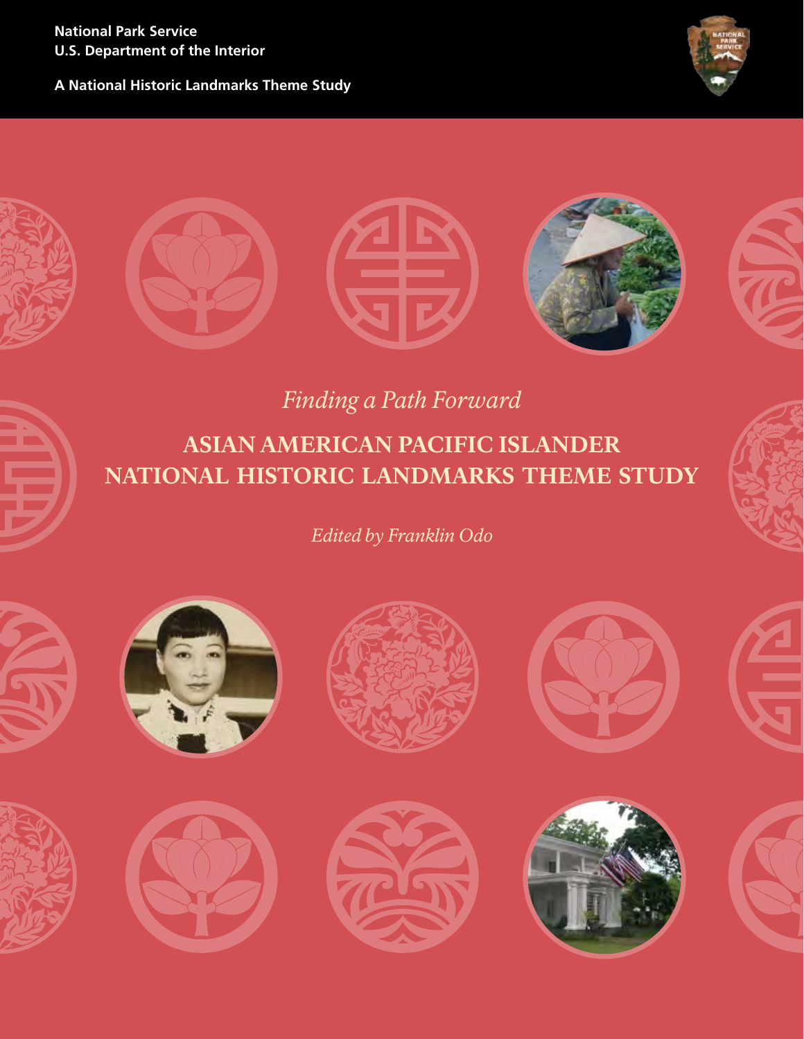National Park Service
U.S. Department of the Interior

A National Historic Landmarks Theme Study

*Finding a Path Forward*

# ASIAN AMERICAN PACIFIC ISLANDER NATIONAL HISTORIC LANDMARKS THEME STUDY

*Edited by Franklin Odo*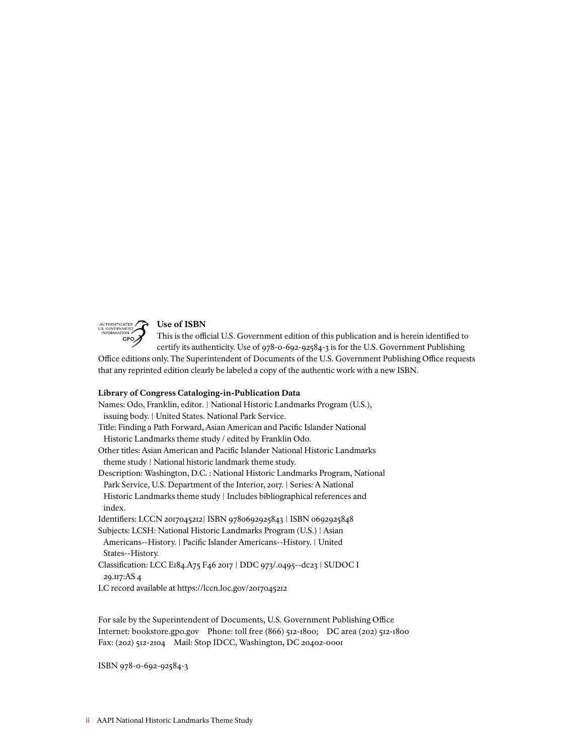**Use of ISBN**

This is the official U.S. Government edition of this publication and is herein identified to certify its authenticity. Use of 978-0-692-92584-3 is for the U.S. Government Publishing Office editions only. The Superintendent of Documents of the U.S. Government Publishing Office requests that any reprinted edition clearly be labeled a copy of the authentic work with a new ISBN.

**Library of Congress Cataloging-in-Publication Data**

Names: Odo, Franklin, editor. | National Historic Landmarks Program (U.S.), issuing body. | United States. National Park Service.
Title: Finding a Path Forward, Asian American and Pacific Islander National Historic Landmarks theme study / edited by Franklin Odo.
Other titles: Asian American and Pacific Islander National Historic Landmarks theme study | National historic landmark theme study.
Description: Washington, D.C. : National Historic Landmarks Program, National Park Service, U.S. Department of the Interior, 2017. | Series: A National Historic Landmarks theme study | Includes bibliographical references and index.
Identifiers: LCCN 2017045212| ISBN 9780692925843 | ISBN 0692925848
Subjects: LCSH: National Historic Landmarks Program (U.S.) | Asian Americans--History. | Pacific Islander Americans--History. | United States--History.
Classification: LCC E184.A75 F46 2017 | DDC 973/.0495--dc23 | SUDOC I 29.117:AS 4
LC record available at https://lccn.loc.gov/2017045212

For sale by the Superintendent of Documents, U.S. Government Publishing Office
Internet: bookstore.gpo.gov Phone: toll free (866) 512-1800; DC area (202) 512-1800
Fax: (202) 512-2104 Mail: Stop IDCC, Washington, DC 20402-0001

ISBN 978-0-692-92584-3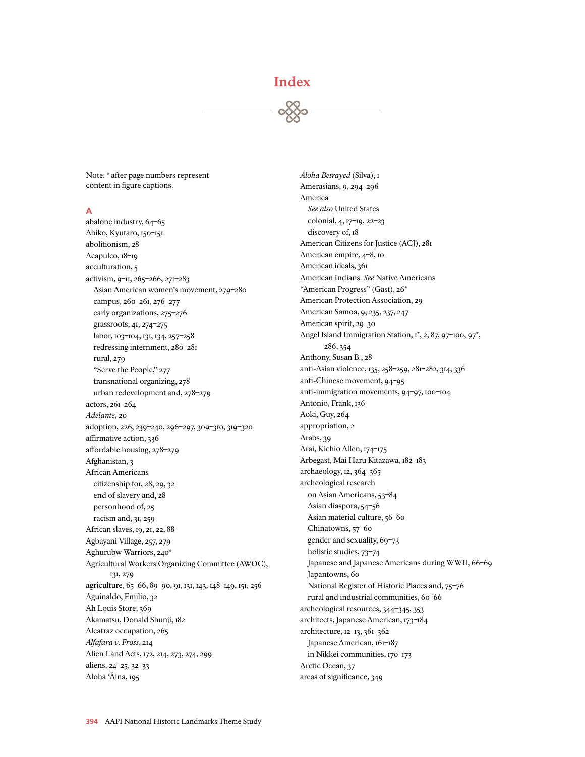# Index

Note: * after page numbers represent content in figure captions.

## A

abalone industry, 64–65
Abiko, Kyutaro, 150–151
abolitionism, 28
Acapulco, 18–19
acculturation, 5
activism, 9–11, 265–266, 271–283
  Asian American women's movement, 279–280
  campus, 260–261, 276–277
  early organizations, 275–276
  grassroots, 41, 274–275
  labor, 103–104, 131, 134, 257–258
  redressing internment, 280–281
  rural, 279
  "Serve the People," 277
  transnational organizing, 278
  urban redevelopment and, 278–279
actors, 261–264
*Adelante*, 20
adoption, 226, 239–240, 296–297, 309–310, 319–320
affirmative action, 336
affordable housing, 278–279
Afghanistan, 3
African Americans
  citizenship for, 28, 29, 32
  end of slavery and, 28
  personhood of, 25
  racism and, 31, 259
African slaves, 19, 21, 22, 88
Agbayani Village, 257, 279
Aghurubw Warriors, 240*
Agricultural Workers Organizing Committee (AWOC), 131, 279
agriculture, 65–66, 89–90, 91, 131, 143, 148–149, 151, 256
Aguinaldo, Emilio, 32
Ah Louis Store, 369
Akamatsu, Donald Shunji, 182
Alcatraz occupation, 265
*Alfafara v. Fross*, 214
Alien Land Acts, 172, 214, 273, 274, 299
aliens, 24–25, 32–33
Aloha ʻĀina, 195
*Aloha Betrayed* (Silva), 1
Amerasians, 9, 294–296
America
  *See also* United States
  colonial, 4, 17–19, 22–23
  discovery of, 18
American Citizens for Justice (ACJ), 281
American empire, 4–8, 10
American ideals, 361
American Indians. *See* Native Americans
"American Progress" (Gast), 26*
American Protection Association, 29
American Samoa, 9, 235, 237, 247
American spirit, 29–30
Angel Island Immigration Station, 1*, 2, 87, 97–100, 97*, 286, 354
Anthony, Susan B., 28
anti-Asian violence, 135, 258–259, 281–282, 314, 336
anti-Chinese movement, 94–95
anti-immigration movements, 94–97, 100–104
Antonio, Frank, 136
Aoki, Guy, 264
appropriation, 2
Arabs, 39
Arai, Kichio Allen, 174–175
Arbegast, Mai Haru Kitazawa, 182–183
archaeology, 12, 364–365
archeological research
  on Asian Americans, 53–84
  Asian diaspora, 54–56
  Asian material culture, 56–60
  Chinatowns, 57–60
  gender and sexuality, 69–73
  holistic studies, 73–74
  Japanese and Japanese Americans during WWII, 66–69
  Japantowns, 60
  National Register of Historic Places and, 75–76
  rural and industrial communities, 60–66
archeological resources, 344–345, 353
architects, Japanese American, 173–184
architecture, 12–13, 361–362
  Japanese American, 161–187
  in Nikkei communities, 170–173
Arctic Ocean, 37
areas of significance, 349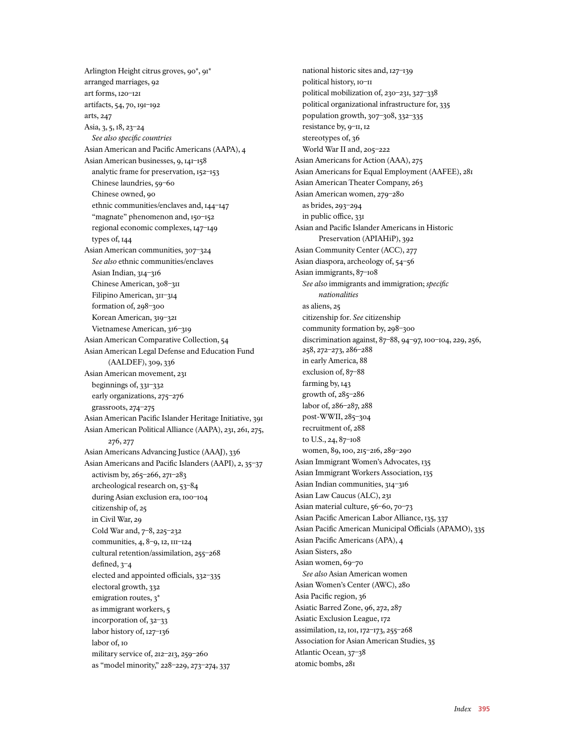Arlington Height citrus groves, 90*, 91*
arranged marriages, 92
art forms, 120–121
artifacts, 54, 70, 191–192
arts, 247
Asia, 3, 5, 18, 23–24
  *See also specific countries*
Asian American and Pacific Americans (AAPA), 4
Asian American businesses, 9, 141–158
  analytic frame for preservation, 152–153
  Chinese laundries, 59–60
  Chinese owned, 90
  ethnic communities/enclaves and, 144–147
  "magnate" phenomenon and, 150–152
  regional economic complexes, 147–149
  types of, 144
Asian American communities, 307–324
  *See also* ethnic communities/enclaves
  Asian Indian, 314–316
  Chinese American, 308–311
  Filipino American, 311–314
  formation of, 298–300
  Korean American, 319–321
  Vietnamese American, 316–319
Asian American Comparative Collection, 54
Asian American Legal Defense and Education Fund (AALDEF), 309, 336
Asian American movement, 231
  beginnings of, 331–332
  early organizations, 275–276
  grassroots, 274–275
Asian American Pacific Islander Heritage Initiative, 391
Asian American Political Alliance (AAPA), 231, 261, 275, 276, 277
Asian Americans Advancing Justice (AAAJ), 336
Asian Americans and Pacific Islanders (AAPI), 2, 35–37
  activism by, 265–266, 271–283
  archeological research on, 53–84
  during Asian exclusion era, 100–104
  citizenship of, 25
  in Civil War, 29
  Cold War and, 7–8, 225–232
  communities, 4, 8–9, 12, 111–124
  cultural retention/assimilation, 255–268
  defined, 3–4
  elected and appointed officials, 332–335
  electoral growth, 332
  emigration routes, 3*
  as immigrant workers, 5
  incorporation of, 32–33
  labor history of, 127–136
  labor of, 10
  military service of, 212–213, 259–260
  as "model minority," 228–229, 273–274, 337
  national historic sites and, 127–139
  political history, 10–11
  political mobilization of, 230–231, 327–338
  political organizational infrastructure for, 335
  population growth, 307–308, 332–335
  resistance by, 9–11, 12
  stereotypes of, 36
  World War II and, 205–222
Asian Americans for Action (AAA), 275
Asian Americans for Equal Employment (AAFEE), 281
Asian American Theater Company, 263
Asian American women, 279–280
  as brides, 293–294
  in public office, 331
Asian and Pacific Islander Americans in Historic Preservation (APIAHiP), 392
Asian Community Center (ACC), 277
Asian diaspora, archeology of, 54–56
Asian immigrants, 87–108
  *See also* immigrants and immigration; *specific nationalities*
  as aliens, 25
  citizenship for. *See* citizenship
  community formation by, 298–300
  discrimination against, 87–88, 94–97, 100–104, 229, 256, 258, 272–273, 286–288
  in early America, 88
  exclusion of, 87–88
  farming by, 143
  growth of, 285–286
  labor of, 286–287, 288
  post-WWII, 285–304
  recruitment of, 288
  to U.S., 24, 87–108
  women, 89, 100, 215–216, 289–290
Asian Immigrant Women's Advocates, 135
Asian Immigrant Workers Association, 135
Asian Indian communities, 314–316
Asian Law Caucus (ALC), 231
Asian material culture, 56–60, 70–73
Asian Pacific American Labor Alliance, 135, 337
Asian Pacific American Municipal Officials (APAMO), 335
Asian Pacific Americans (APA), 4
Asian Sisters, 280
Asian women, 69–70
  *See also* Asian American women
Asian Women's Center (AWC), 280
Asia Pacific region, 36
Asiatic Barred Zone, 96, 272, 287
Asiatic Exclusion League, 172
assimilation, 12, 101, 172–173, 255–268
Association for Asian American Studies, 35
Atlantic Ocean, 37–38
atomic bombs, 281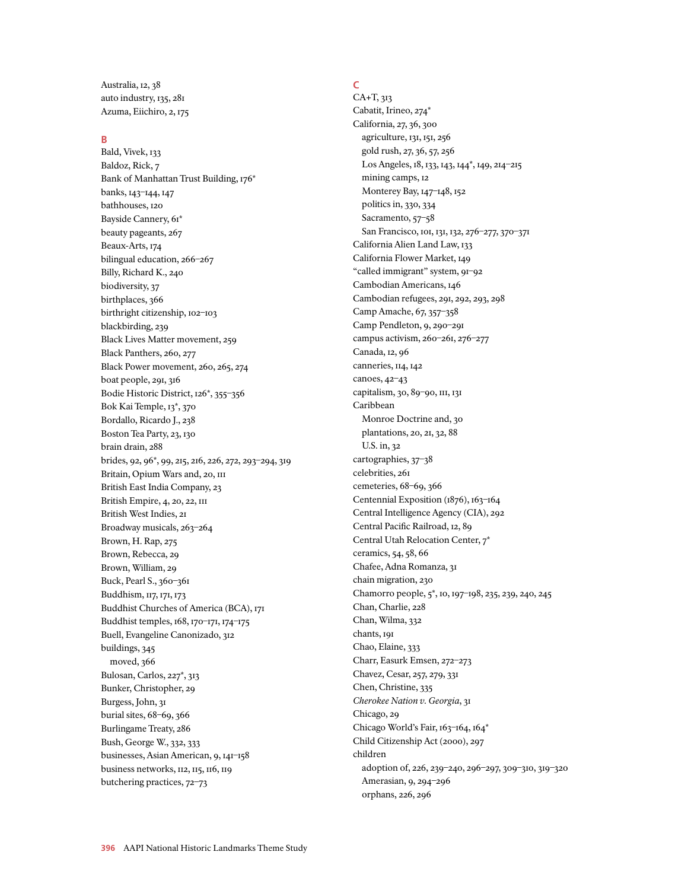Australia, 12, 38
auto industry, 135, 281
Azuma, Eiichiro, 2, 175

## B

Bald, Vivek, 133
Baldoz, Rick, 7
Bank of Manhattan Trust Building, 176*
banks, 143–144, 147
bathhouses, 120
Bayside Cannery, 61*
beauty pageants, 267
Beaux-Arts, 174
bilingual education, 266–267
Billy, Richard K., 240
biodiversity, 37
birthplaces, 366
birthright citizenship, 102–103
blackbirding, 239
Black Lives Matter movement, 259
Black Panthers, 260, 277
Black Power movement, 260, 265, 274
boat people, 291, 316
Bodie Historic District, 126*, 355–356
Bok Kai Temple, 13*, 370
Bordallo, Ricardo J., 238
Boston Tea Party, 23, 130
brain drain, 288
brides, 92, 96*, 99, 215, 216, 226, 272, 293–294, 319
Britain, Opium Wars and, 20, 111
British East India Company, 23
British Empire, 4, 20, 22, 111
British West Indies, 21
Broadway musicals, 263–264
Brown, H. Rap, 275
Brown, Rebecca, 29
Brown, William, 29
Buck, Pearl S., 360–361
Buddhism, 117, 171, 173
Buddhist Churches of America (BCA), 171
Buddhist temples, 168, 170–171, 174–175
Buell, Evangeline Canonizado, 312
buildings, 345
  moved, 366
Bulosan, Carlos, 227*, 313
Bunker, Christopher, 29
Burgess, John, 31
burial sites, 68–69, 366
Burlingame Treaty, 286
Bush, George W., 332, 333
businesses, Asian American, 9, 141–158
business networks, 112, 115, 116, 119
butchering practices, 72–73

## C

CA+T, 313
Cabatit, Irineo, 274*
California, 27, 36, 300
  agriculture, 131, 151, 256
  gold rush, 27, 36, 57, 256
  Los Angeles, 18, 133, 143, 144*, 149, 214–215
  mining camps, 12
  Monterey Bay, 147–148, 152
  politics in, 330, 334
  Sacramento, 57–58
  San Francisco, 101, 131, 132, 276–277, 370–371
California Alien Land Law, 133
California Flower Market, 149
"called immigrant" system, 91–92
Cambodian Americans, 146
Cambodian refugees, 291, 292, 293, 298
Camp Amache, 67, 357–358
Camp Pendleton, 9, 290–291
campus activism, 260–261, 276–277
Canada, 12, 96
canneries, 114, 142
canoes, 42–43
capitalism, 30, 89–90, 111, 131
Caribbean
  Monroe Doctrine and, 30
  plantations, 20, 21, 32, 88
  U.S. in, 32
cartographies, 37–38
celebrities, 261
cemeteries, 68–69, 366
Centennial Exposition (1876), 163–164
Central Intelligence Agency (CIA), 292
Central Pacific Railroad, 12, 89
Central Utah Relocation Center, 7*
ceramics, 54, 58, 66
Chafee, Adna Romanza, 31
chain migration, 230
Chamorro people, 5*, 10, 197–198, 235, 239, 240, 245
Chan, Charlie, 228
Chan, Wilma, 332
chants, 191
Chao, Elaine, 333
Charr, Easurk Emsen, 272–273
Chavez, Cesar, 257, 279, 331
Chen, Christine, 335
*Cherokee Nation v. Georgia*, 31
Chicago, 29
Chicago World's Fair, 163–164, 164*
Child Citizenship Act (2000), 297
children
  adoption of, 226, 239–240, 296–297, 309–310, 319–320
  Amerasian, 9, 294–296
  orphans, 226, 296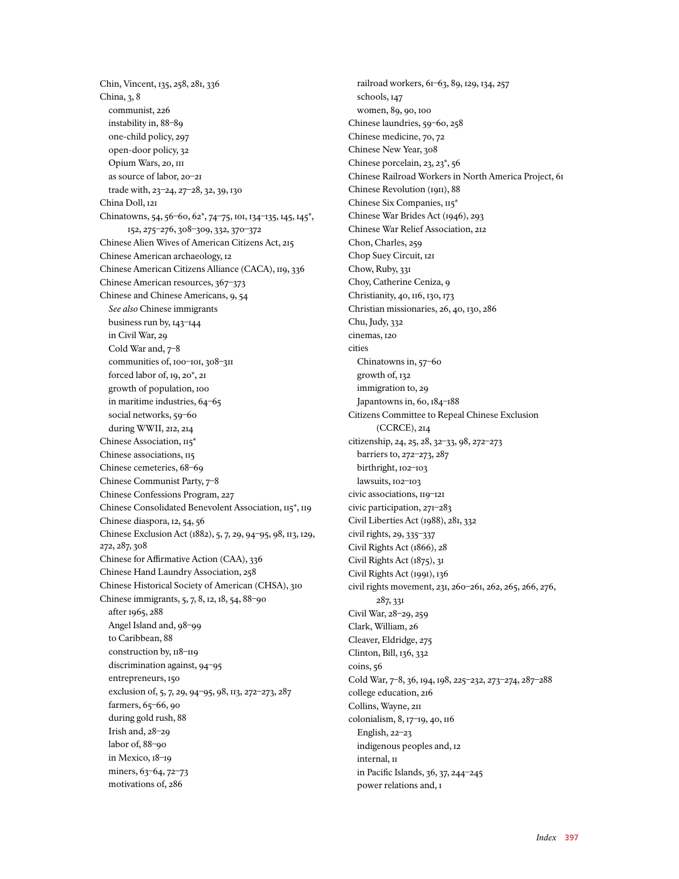Chin, Vincent, 135, 258, 281, 336
China, 3, 8
  communist, 226
  instability in, 88–89
  one-child policy, 297
  open-door policy, 32
  Opium Wars, 20, 111
  as source of labor, 20–21
  trade with, 23–24, 27–28, 32, 39, 130
China Doll, 121
Chinatowns, 54, 56–60, 62*, 74–75, 101, 134–135, 145, 145*, 152, 275–276, 308–309, 332, 370–372
Chinese Alien Wives of American Citizens Act, 215
Chinese American archaeology, 12
Chinese American Citizens Alliance (CACA), 119, 336
Chinese American resources, 367–373
Chinese and Chinese Americans, 9, 54
  *See also* Chinese immigrants
  business run by, 143–144
  in Civil War, 29
  Cold War and, 7–8
  communities of, 100–101, 308–311
  forced labor of, 19, 20*, 21
  growth of population, 100
  in maritime industries, 64–65
  social networks, 59–60
  during WWII, 212, 214
Chinese Association, 115*
Chinese associations, 115
Chinese cemeteries, 68–69
Chinese Communist Party, 7–8
Chinese Confessions Program, 227
Chinese Consolidated Benevolent Association, 115*, 119
Chinese diaspora, 12, 54, 56
Chinese Exclusion Act (1882), 5, 7, 29, 94–95, 98, 113, 129, 272, 287, 308
Chinese for Affirmative Action (CAA), 336
Chinese Hand Laundry Association, 258
Chinese Historical Society of American (CHSA), 310
Chinese immigrants, 5, 7, 8, 12, 18, 54, 88–90
  after 1965, 288
  Angel Island and, 98–99
  to Caribbean, 88
  construction by, 118–119
  discrimination against, 94–95
  entrepreneurs, 150
  exclusion of, 5, 7, 29, 94–95, 98, 113, 272–273, 287
  farmers, 65–66, 90
  during gold rush, 88
  Irish and, 28–29
  labor of, 88–90
  in Mexico, 18–19
  miners, 63–64, 72–73
  motivations of, 286
  railroad workers, 61–63, 89, 129, 134, 257
  schools, 147
  women, 89, 90, 100
Chinese laundries, 59–60, 258
Chinese medicine, 70, 72
Chinese New Year, 308
Chinese porcelain, 23, 23*, 56
Chinese Railroad Workers in North America Project, 61
Chinese Revolution (1911), 88
Chinese Six Companies, 115*
Chinese War Brides Act (1946), 293
Chinese War Relief Association, 212
Chon, Charles, 259
Chop Suey Circuit, 121
Chow, Ruby, 331
Choy, Catherine Ceniza, 9
Christianity, 40, 116, 130, 173
Christian missionaries, 26, 40, 130, 286
Chu, Judy, 332
cinemas, 120
cities
  Chinatowns in, 57–60
  growth of, 132
  immigration to, 29
  Japantowns in, 60, 184–188
Citizens Committee to Repeal Chinese Exclusion (CCRCE), 214
citizenship, 24, 25, 28, 32–33, 98, 272–273
  barriers to, 272–273, 287
  birthright, 102–103
  lawsuits, 102–103
civic associations, 119–121
civic participation, 271–283
Civil Liberties Act (1988), 281, 332
civil rights, 29, 335–337
Civil Rights Act (1866), 28
Civil Rights Act (1875), 31
Civil Rights Act (1991), 136
civil rights movement, 231, 260–261, 262, 265, 266, 276, 287, 331
Civil War, 28–29, 259
Clark, William, 26
Cleaver, Eldridge, 275
Clinton, Bill, 136, 332
coins, 56
Cold War, 7–8, 36, 194, 198, 225–232, 273–274, 287–288
college education, 216
Collins, Wayne, 211
colonialism, 8, 17–19, 40, 116
  English, 22–23
  indigenous peoples and, 12
  internal, 11
  in Pacific Islands, 36, 37, 244–245
  power relations and, 1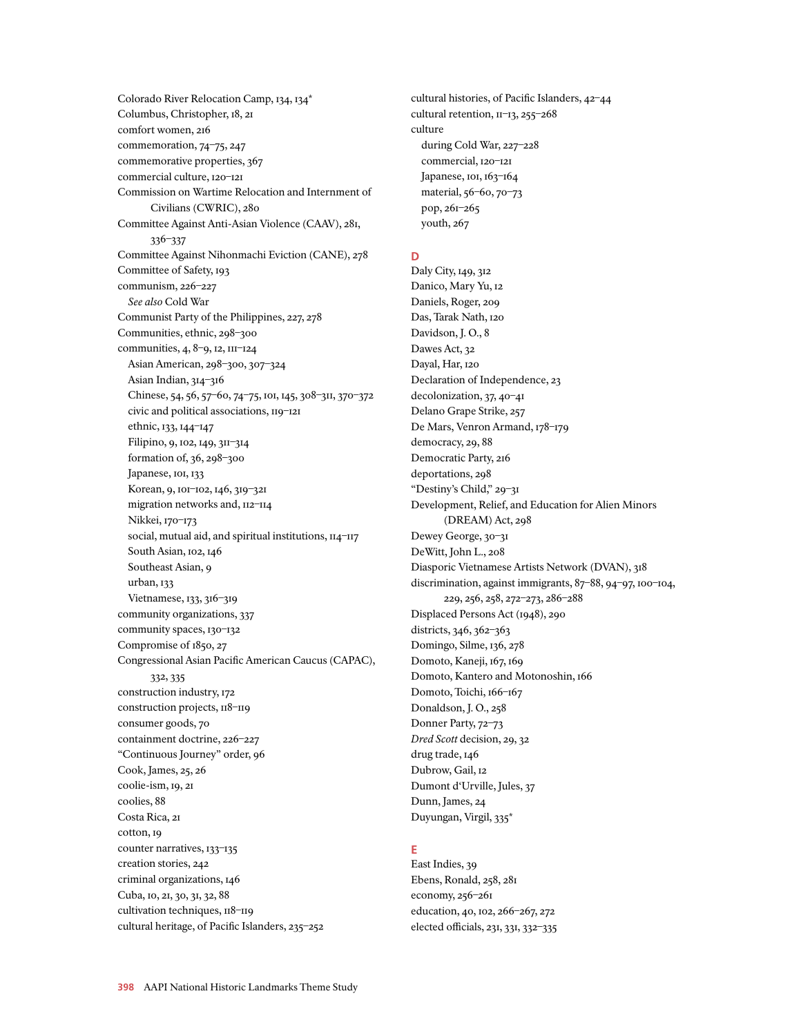Colorado River Relocation Camp, 134, 134*
Columbus, Christopher, 18, 21
comfort women, 216
commemoration, 74–75, 247
commemorative properties, 367
commercial culture, 120–121
Commission on Wartime Relocation and Internment of Civilians (CWRIC), 280
Committee Against Anti-Asian Violence (CAAV), 281, 336–337
Committee Against Nihonmachi Eviction (CANE), 278
Committee of Safety, 193
communism, 226–227
  *See also* Cold War
Communist Party of the Philippines, 227, 278
Communities, ethnic, 298–300
communities, 4, 8–9, 12, 111–124
  Asian American, 298–300, 307–324
  Asian Indian, 314–316
  Chinese, 54, 56, 57–60, 74–75, 101, 145, 308–311, 370–372
  civic and political associations, 119–121
  ethnic, 133, 144–147
  Filipino, 9, 102, 149, 311–314
  formation of, 36, 298–300
  Japanese, 101, 133
  Korean, 9, 101–102, 146, 319–321
  migration networks and, 112–114
  Nikkei, 170–173
  social, mutual aid, and spiritual institutions, 114–117
  South Asian, 102, 146
  Southeast Asian, 9
  urban, 133
  Vietnamese, 133, 316–319
community organizations, 337
community spaces, 130–132
Compromise of 1850, 27
Congressional Asian Pacific American Caucus (CAPAC), 332, 335
construction industry, 172
construction projects, 118–119
consumer goods, 70
containment doctrine, 226–227
"Continuous Journey" order, 96
Cook, James, 25, 26
coolie-ism, 19, 21
coolies, 88
Costa Rica, 21
cotton, 19
counter narratives, 133–135
creation stories, 242
criminal organizations, 146
Cuba, 10, 21, 30, 31, 32, 88
cultivation techniques, 118–119
cultural heritage, of Pacific Islanders, 235–252
cultural histories, of Pacific Islanders, 42–44
cultural retention, 11–13, 255–268
culture
  during Cold War, 227–228
  commercial, 120–121
  Japanese, 101, 163–164
  material, 56–60, 70–73
  pop, 261–265
  youth, 267

## D

Daly City, 149, 312
Danico, Mary Yu, 12
Daniels, Roger, 209
Das, Tarak Nath, 120
Davidson, J. O., 8
Dawes Act, 32
Dayal, Har, 120
Declaration of Independence, 23
decolonization, 37, 40–41
Delano Grape Strike, 257
De Mars, Venron Armand, 178–179
democracy, 29, 88
Democratic Party, 216
deportations, 298
"Destiny's Child," 29–31
Development, Relief, and Education for Alien Minors (DREAM) Act, 298
Dewey George, 30–31
DeWitt, John L., 208
Diasporic Vietnamese Artists Network (DVAN), 318
discrimination, against immigrants, 87–88, 94–97, 100–104, 229, 256, 258, 272–273, 286–288
Displaced Persons Act (1948), 290
districts, 346, 362–363
Domingo, Silme, 136, 278
Domoto, Kaneji, 167, 169
Domoto, Kantero and Motonoshin, 166
Domoto, Toichi, 166–167
Donaldson, J. O., 258
Donner Party, 72–73
*Dred Scott* decision, 29, 32
drug trade, 146
Dubrow, Gail, 12
Dumont d'Urville, Jules, 37
Dunn, James, 24
Duyungan, Virgil, 335*

## E

East Indies, 39
Ebens, Ronald, 258, 281
economy, 256–261
education, 40, 102, 266–267, 272
elected officials, 231, 331, 332–335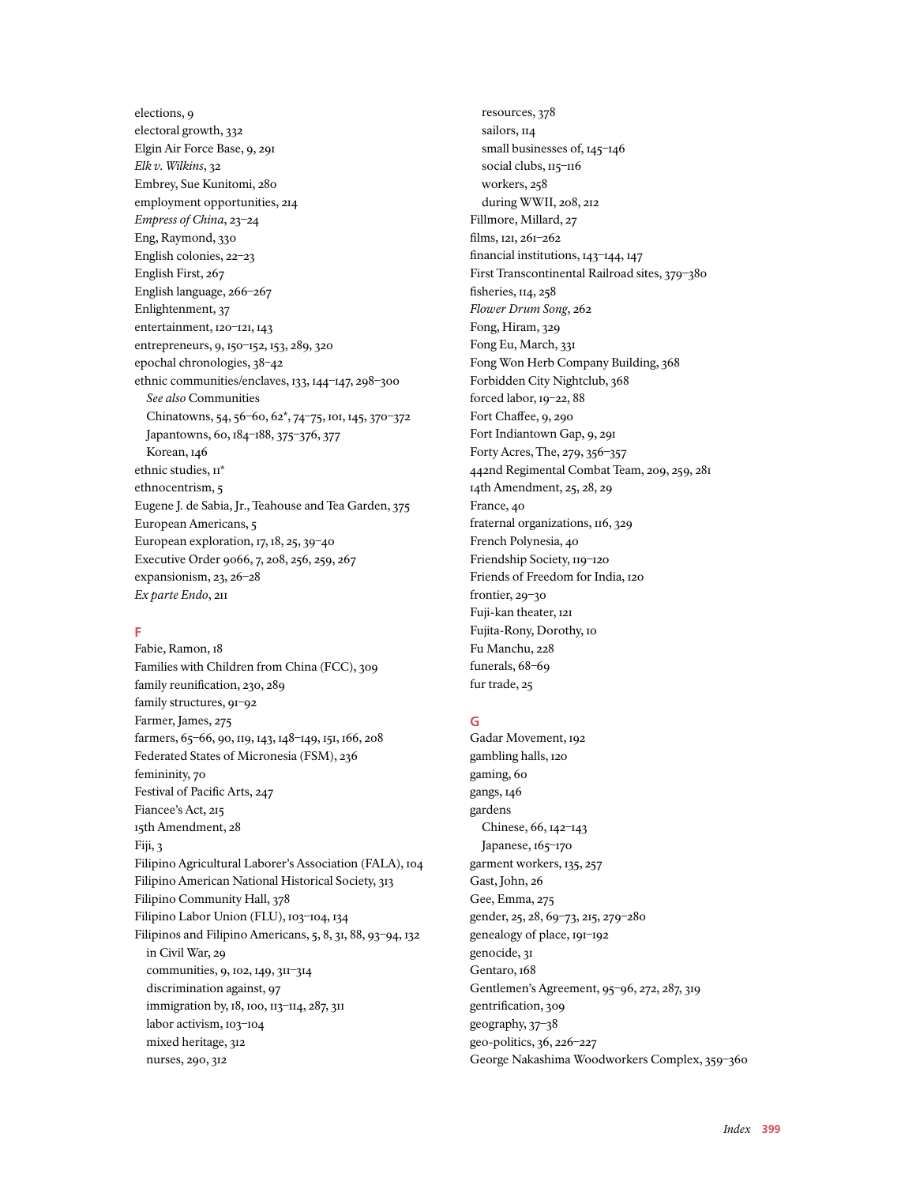elections, 9
electoral growth, 332
Elgin Air Force Base, 9, 291
*Elk v. Wilkins*, 32
Embrey, Sue Kunitomi, 280
employment opportunities, 214
*Empress of China*, 23–24
Eng, Raymond, 330
English colonies, 22–23
English First, 267
English language, 266–267
Enlightenment, 37
entertainment, 120–121, 143
entrepreneurs, 9, 150–152, 153, 289, 320
epochal chronologies, 38–42
ethnic communities/enclaves, 133, 144–147, 298–300
  *See also* Communities
  Chinatowns, 54, 56–60, 62*, 74–75, 101, 145, 370–372
  Japantowns, 60, 184–188, 375–376, 377
  Korean, 146
ethnic studies, 11*
ethnocentrism, 5
Eugene J. de Sabia, Jr., Teahouse and Tea Garden, 375
European Americans, 5
European exploration, 17, 18, 25, 39–40
Executive Order 9066, 7, 208, 256, 259, 267
expansionism, 23, 26–28
*Ex parte Endo*, 211

## F

Fabie, Ramon, 18
Families with Children from China (FCC), 309
family reunification, 230, 289
family structures, 91–92
Farmer, James, 275
farmers, 65–66, 90, 119, 143, 148–149, 151, 166, 208
Federated States of Micronesia (FSM), 236
femininity, 70
Festival of Pacific Arts, 247
Fiancee's Act, 215
15th Amendment, 28
Fiji, 3
Filipino Agricultural Laborer's Association (FALA), 104
Filipino American National Historical Society, 313
Filipino Community Hall, 378
Filipino Labor Union (FLU), 103–104, 134
Filipinos and Filipino Americans, 5, 8, 31, 88, 93–94, 132
  in Civil War, 29
  communities, 9, 102, 149, 311–314
  discrimination against, 97
  immigration by, 18, 100, 113–114, 287, 311
  labor activism, 103–104
  mixed heritage, 312
  nurses, 290, 312
  resources, 378
  sailors, 114
  small businesses of, 145–146
  social clubs, 115–116
  workers, 258
  during WWII, 208, 212
Fillmore, Millard, 27
films, 121, 261–262
financial institutions, 143–144, 147
First Transcontinental Railroad sites, 379–380
fisheries, 114, 258
*Flower Drum Song*, 262
Fong, Hiram, 329
Fong Eu, March, 331
Fong Won Herb Company Building, 368
Forbidden City Nightclub, 368
forced labor, 19–22, 88
Fort Chaffee, 9, 290
Fort Indiantown Gap, 9, 291
Forty Acres, The, 279, 356–357
442nd Regimental Combat Team, 209, 259, 281
14th Amendment, 25, 28, 29
France, 40
fraternal organizations, 116, 329
French Polynesia, 40
Friendship Society, 119–120
Friends of Freedom for India, 120
frontier, 29–30
Fuji-kan theater, 121
Fujita-Rony, Dorothy, 10
Fu Manchu, 228
funerals, 68–69
fur trade, 25

## G

Gadar Movement, 192
gambling halls, 120
gaming, 60
gangs, 146
gardens
  Chinese, 66, 142–143
  Japanese, 165–170
garment workers, 135, 257
Gast, John, 26
Gee, Emma, 275
gender, 25, 28, 69–73, 215, 279–280
genealogy of place, 191–192
genocide, 31
Gentaro, 168
Gentlemen's Agreement, 95–96, 272, 287, 319
gentrification, 309
geography, 37–38
geo-politics, 36, 226–227
George Nakashima Woodworkers Complex, 359–360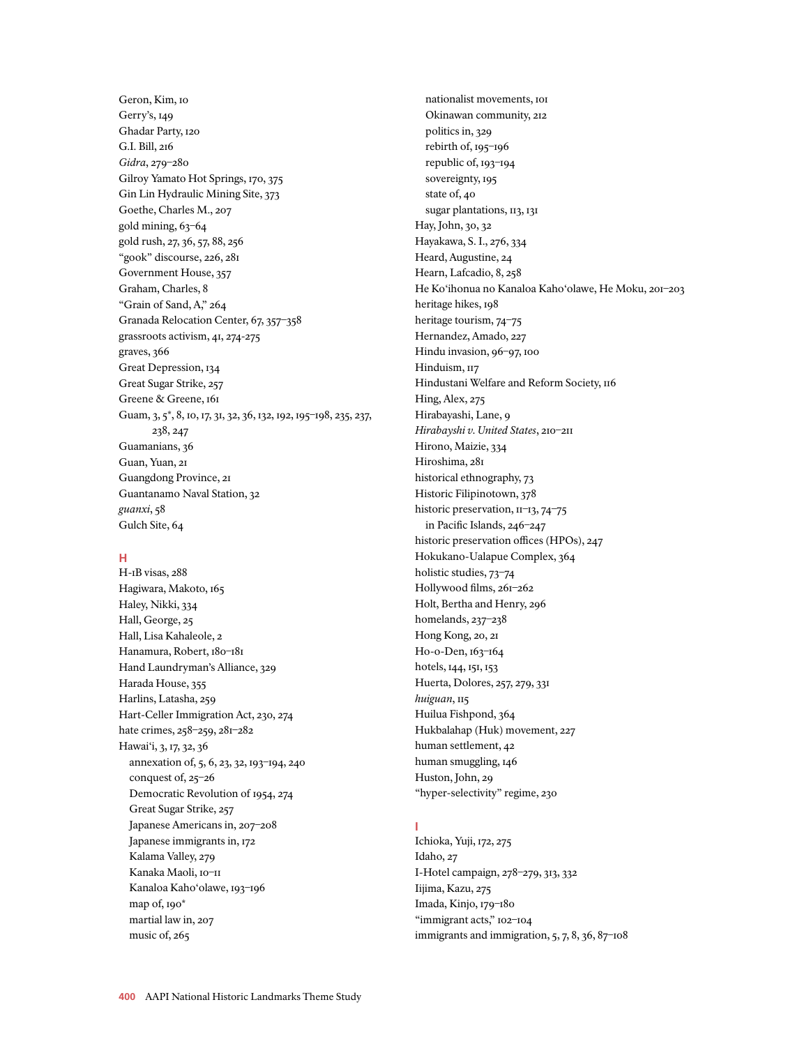Geron, Kim, 10
Gerry's, 149
Ghadar Party, 120
G.I. Bill, 216
*Gidra*, 279–280
Gilroy Yamato Hot Springs, 170, 375
Gin Lin Hydraulic Mining Site, 373
Goethe, Charles M., 207
gold mining, 63–64
gold rush, 27, 36, 57, 88, 256
"gook" discourse, 226, 281
Government House, 357
Graham, Charles, 8
"Grain of Sand, A," 264
Granada Relocation Center, 67, 357–358
grassroots activism, 41, 274-275
graves, 366
Great Depression, 134
Great Sugar Strike, 257
Greene & Greene, 161
Guam, 3, 5*, 8, 10, 17, 31, 32, 36, 132, 192, 195–198, 235, 237, 238, 247
Guamanians, 36
Guan, Yuan, 21
Guangdong Province, 21
Guantanamo Naval Station, 32
*guanxi*, 58
Gulch Site, 64

## H

H-1B visas, 288
Hagiwara, Makoto, 165
Haley, Nikki, 334
Hall, George, 25
Hall, Lisa Kahaleole, 2
Hanamura, Robert, 180–181
Hand Laundryman's Alliance, 329
Harada House, 355
Harlins, Latasha, 259
Hart-Celler Immigration Act, 230, 274
hate crimes, 258–259, 281–282
Hawai'i, 3, 17, 32, 36
- annexation of, 5, 6, 23, 32, 193–194, 240
- conquest of, 25–26
- Democratic Revolution of 1954, 274
- Great Sugar Strike, 257
- Japanese Americans in, 207–208
- Japanese immigrants in, 172
- Kalama Valley, 279
- Kanaka Maoli, 10–11
- Kanaloa Kaho'olawe, 193–196
- map of, 190*
- martial law in, 207
- music of, 265
- nationalist movements, 101
- Okinawan community, 212
- politics in, 329
- rebirth of, 195–196
- republic of, 193–194
- sovereignty, 195
- state of, 40
- sugar plantations, 113, 131

Hay, John, 30, 32
Hayakawa, S. I., 276, 334
Heard, Augustine, 24
Hearn, Lafcadio, 8, 258
He Ko'ihonua no Kanaloa Kaho'olawe, He Moku, 201–203
heritage hikes, 198
heritage tourism, 74–75
Hernandez, Amado, 227
Hindu invasion, 96–97, 100
Hinduism, 117
Hindustani Welfare and Reform Society, 116
Hing, Alex, 275
Hirabayashi, Lane, 9
*Hirabayshi v. United States*, 210–211
Hirono, Maizie, 334
Hiroshima, 281
historical ethnography, 73
Historic Filipinotown, 378
historic preservation, 11–13, 74–75
- in Pacific Islands, 246–247

historic preservation offices (HPOs), 247
Hokukano-Ualapue Complex, 364
holistic studies, 73–74
Hollywood films, 261–262
Holt, Bertha and Henry, 296
homelands, 237–238
Hong Kong, 20, 21
Ho-o-Den, 163–164
hotels, 144, 151, 153
Huerta, Dolores, 257, 279, 331
*huiguan*, 115
Huilua Fishpond, 364
Hukbalahap (Huk) movement, 227
human settlement, 42
human smuggling, 146
Huston, John, 29
"hyper-selectivity" regime, 230

## I

Ichioka, Yuji, 172, 275
Idaho, 27
I-Hotel campaign, 278–279, 313, 332
Iijima, Kazu, 275
Imada, Kinjo, 179–180
"immigrant acts," 102–104
immigrants and immigration, 5, 7, 8, 36, 87–108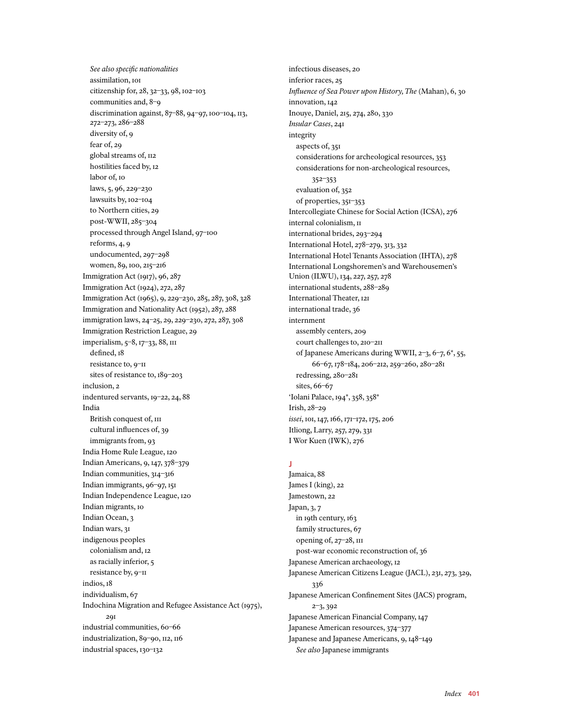*See also specific nationalities*
- assimilation, 101
- citizenship for, 28, 32–33, 98, 102–103
- communities and, 8–9
- discrimination against, 87–88, 94–97, 100–104, 113, 272–273, 286–288
- diversity of, 9
- fear of, 29
- global streams of, 112
- hostilities faced by, 12
- labor of, 10
- laws, 5, 96, 229–230
- lawsuits by, 102–104
- to Northern cities, 29
- post-WWII, 285–304
- processed through Angel Island, 97–100
- reforms, 4, 9
- undocumented, 297–298
- women, 89, 100, 215–216

Immigration Act (1917), 96, 287
Immigration Act (1924), 272, 287
Immigration Act (1965), 9, 229–230, 285, 287, 308, 328
Immigration and Nationality Act (1952), 287, 288
immigration laws, 24–25, 29, 229–230, 272, 287, 308
Immigration Restriction League, 29
imperialism, 5–8, 17–33, 88, 111
- defined, 18
- resistance to, 9–11
- sites of resistance to, 189–203

inclusion, 2
indentured servants, 19–22, 24, 88
India
- British conquest of, 111
- cultural influences of, 39
- immigrants from, 93

India Home Rule League, 120
Indian Americans, 9, 147, 378–379
Indian communities, 314–316
Indian immigrants, 96–97, 151
Indian Independence League, 120
Indian migrants, 10
Indian Ocean, 3
Indian wars, 31
indigenous peoples
- colonialism and, 12
- as racially inferior, 5
- resistance by, 9–11

indios, 18
individualism, 67
Indochina Migration and Refugee Assistance Act (1975), 291
industrial communities, 60–66
industrialization, 89–90, 112, 116
industrial spaces, 130–132
infectious diseases, 20
inferior races, 25
*Influence of Sea Power upon History, The* (Mahan), 6, 30
innovation, 142
Inouye, Daniel, 215, 274, 280, 330
*Insular Cases*, 241
integrity
- aspects of, 351
- considerations for archeological resources, 353
- considerations for non-archeological resources, 352–353
- evaluation of, 352
- of properties, 351–353

Intercollegiate Chinese for Social Action (ICSA), 276
internal colonialism, 11
international brides, 293–294
International Hotel, 278–279, 313, 332
International Hotel Tenants Association (IHTA), 278
International Longshoremen's and Warehousemen's Union (ILWU), 134, 227, 257, 278
international students, 288–289
International Theater, 121
international trade, 36
internment
- assembly centers, 209
- court challenges to, 210–211
- of Japanese Americans during WWII, 2–3, 6–7, 6*, 55, 66–67, 178–184, 206–212, 259–260, 280–281
- redressing, 280–281
- sites, 66–67

'Iolani Palace, 194*, 358, 358*
Irish, 28–29
*issei*, 101, 147, 166, 171–172, 175, 206
Itliong, Larry, 257, 279, 331
I Wor Kuen (IWK), 276

## J

Jamaica, 88
James I (king), 22
Jamestown, 22
Japan, 3, 7
- in 19th century, 163
- family structures, 67
- opening of, 27–28, 111
- post-war economic reconstruction of, 36

Japanese American archaeology, 12
Japanese American Citizens League (JACL), 231, 273, 329, 336
Japanese American Confinement Sites (JACS) program, 2–3, 392
Japanese American Financial Company, 147
Japanese American resources, 374–377
Japanese and Japanese Americans, 9, 148–149
- *See also* Japanese immigrants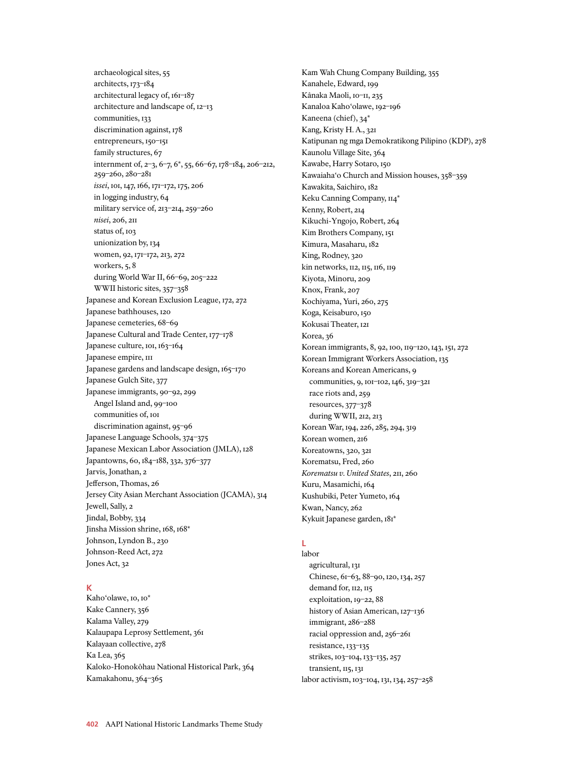- archaeological sites, 55
- architects, 173–184
- architectural legacy of, 161–187
- architecture and landscape of, 12–13
- communities, 133
- discrimination against, 178
- entrepreneurs, 150–151
- family structures, 67
- internment of, 2–3, 6–7, 6*, 55, 66–67, 178–184, 206–212, 259–260, 280–281
- *issei*, 101, 147, 166, 171–172, 175, 206
- in logging industry, 64
- military service of, 213–214, 259–260
- *nisei*, 206, 211
- status of, 103
- unionization by, 134
- women, 92, 171–172, 213, 272
- workers, 5, 8
- during World War II, 66–69, 205–222
- WWII historic sites, 357–358

Japanese and Korean Exclusion League, 172, 272
Japanese bathhouses, 120
Japanese cemeteries, 68–69
Japanese Cultural and Trade Center, 177–178
Japanese culture, 101, 163–164
Japanese empire, 111
Japanese gardens and landscape design, 165–170
Japanese Gulch Site, 377
Japanese immigrants, 90–92, 299
- Angel Island and, 99–100
- communities of, 101
- discrimination against, 95–96

Japanese Language Schools, 374–375
Japanese Mexican Labor Association (JMLA), 128
Japantowns, 60, 184–188, 332, 376–377
Jarvis, Jonathan, 2
Jefferson, Thomas, 26
Jersey City Asian Merchant Association (JCAMA), 314
Jewell, Sally, 2
Jindal, Bobby, 334
Jinsha Mission shrine, 168, 168*
Johnson, Lyndon B., 230
Johnson-Reed Act, 272
Jones Act, 32

## K

Kahoʻolawe, 10, 10*
Kake Cannery, 356
Kalama Valley, 279
Kalaupapa Leprosy Settlement, 361
Kalayaan collective, 278
Ka Lea, 365
Kaloko-Honokôhau National Historical Park, 364
Kamakahonu, 364–365
Kam Wah Chung Company Building, 355
Kanahele, Edward, 199
Kânaka Maoli, 10–11, 235
Kanaloa Kahoʻolawe, 192–196
Kaneena (chief), 34*
Kang, Kristy H. A., 321
Katipunan ng mga Demokratikong Pilipino (KDP), 278
Kaunolu Village Site, 364
Kawabe, Harry Sotaro, 150
Kawaiahaʻo Church and Mission houses, 358–359
Kawakita, Saichiro, 182
Keku Canning Company, 114*
Kenny, Robert, 214
Kikuchi-Yngojo, Robert, 264
Kim Brothers Company, 151
Kimura, Masaharu, 182
King, Rodney, 320
kin networks, 112, 115, 116, 119
Kiyota, Minoru, 209
Knox, Frank, 207
Kochiyama, Yuri, 260, 275
Koga, Keisaburo, 150
Kokusai Theater, 121
Korea, 36
Korean immigrants, 8, 92, 100, 119–120, 143, 151, 272
Korean Immigrant Workers Association, 135
Koreans and Korean Americans, 9
- communities, 9, 101–102, 146, 319–321
- race riots and, 259
- resources, 377–378
- during WWII, 212, 213

Korean War, 194, 226, 285, 294, 319
Korean women, 216
Koreatowns, 320, 321
Korematsu, Fred, 260
*Korematsu v. United States*, 211, 260
Kuru, Masamichi, 164
Kushubiki, Peter Yumeto, 164
Kwan, Nancy, 262
Kykuit Japanese garden, 181*

## L

labor
- agricultural, 131
- Chinese, 61–63, 88–90, 120, 134, 257
- demand for, 112, 115
- exploitation, 19–22, 88
- history of Asian American, 127–136
- immigrant, 286–288
- racial oppression and, 256–261
- resistance, 133–135
- strikes, 103–104, 133–135, 257
- transient, 115, 131

labor activism, 103–104, 131, 134, 257–258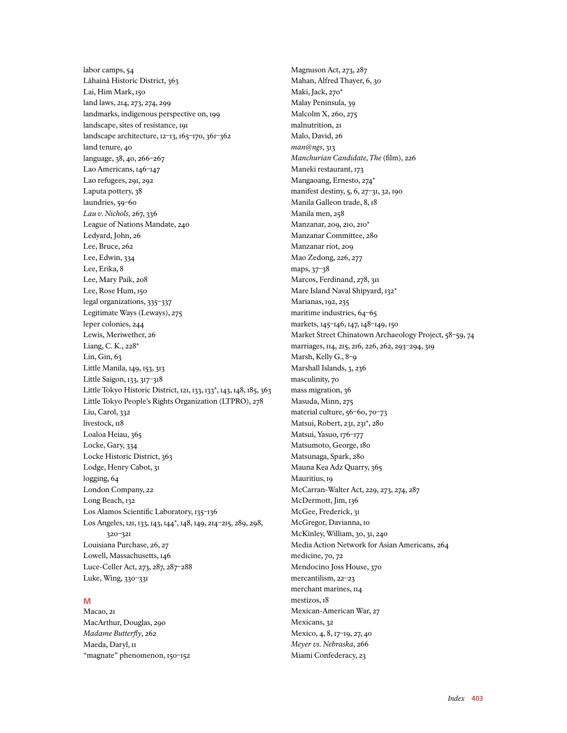labor camps, 54
Lâhainâ Historic District, 363
Lai, Him Mark, 150
land laws, 214, 273, 274, 299
landmarks, indigenous perspective on, 199
landscape, sites of resistance, 191
landscape architecture, 12–13, 165–170, 361–362
land tenure, 40
language, 38, 40, 266–267
Lao Americans, 146–147
Lao refugees, 291, 292
Laputa pottery, 38
laundries, 59–60
*Lau v. Nichols*, 267, 336
League of Nations Mandate, 240
Ledyard, John, 26
Lee, Bruce, 262
Lee, Edwin, 334
Lee, Erika, 8
Lee, Mary Paik, 208
Lee, Rose Hum, 150
legal organizations, 335–337
Legitimate Ways (Leways), 275
leper colonies, 244
Lewis, Meriwether, 26
Liang, C. K., 228*
Lin, Gin, 63
Little Manila, 149, 153, 313
Little Saigon, 133, 317–318
Little Tokyo Historic District, 121, 133, 133*, 143, 148, 185, 363
Little Tokyo People's Rights Organization (LTPRO), 278
Liu, Carol, 332
livestock, 118
Loaloa Heiau, 365
Locke, Gary, 334
Locke Historic District, 363
Lodge, Henry Cabot, 31
logging, 64
London Company, 22
Long Beach, 132
Los Alamos Scientific Laboratory, 135–136
Los Angeles, 121, 133, 143, 144*, 148, 149, 214–215, 289, 298, 320–321
Louisiana Purchase, 26, 27
Lowell, Massachusetts, 146
Luce-Celler Act, 273, 287, 287–288
Luke, Wing, 330–331

## M

Macao, 21
MacArthur, Douglas, 290
*Madame Butterfly*, 262
Maeda, Daryl, 11
"magnate" phenomenon, 150–152
Magnuson Act, 273, 287
Mahan, Alfred Thayer, 6, 30
Maki, Jack, 270*
Malay Peninsula, 39
Malcolm X, 260, 275
malnutrition, 21
Malo, David, 26
*man@ngs*, 313
*Manchurian Candidate, The* (film), 226
Maneki restaurant, 173
Mangaoang, Ernesto, 274*
manifest destiny, 5, 6, 27–31, 32, 190
Manila Galleon trade, 8, 18
Manila men, 258
Manzanar, 209, 210, 210*
Manzanar Committee, 280
Manzanar riot, 209
Mao Zedong, 226, 277
maps, 37–38
Marcos, Ferdinand, 278, 311
Mare Island Naval Shipyard, 132*
Marianas, 192, 235
maritime industries, 64–65
markets, 145–146, 147, 148–149, 150
Market Street Chinatown Archaeology Project, 58–59, 74
marriages, 114, 215, 216, 226, 262, 293–294, 319
Marsh, Kelly G., 8–9
Marshall Islands, 3, 236
masculinity, 70
mass migration, 36
Masuda, Minn, 275
material culture, 56–60, 70–73
Matsui, Robert, 231, 231*, 280
Matsui, Yasuo, 176–177
Matsumoto, George, 180
Matsunaga, Spark, 280
Mauna Kea Adz Quarry, 365
Mauritius, 19
McCarran-Walter Act, 229, 273, 274, 287
McDermott, Jim, 136
McGee, Frederick, 31
McGregor, Davianna, 10
McKinley, William, 30, 31, 240
Media Action Network for Asian Americans, 264
medicine, 70, 72
Mendocino Joss House, 370
mercantilism, 22–23
merchant marines, 114
mestizos, 18
Mexican-American War, 27
Mexicans, 32
Mexico, 4, 8, 17–19, 27, 40
*Meyer vs. Nebraska*, 266
Miami Confederacy, 23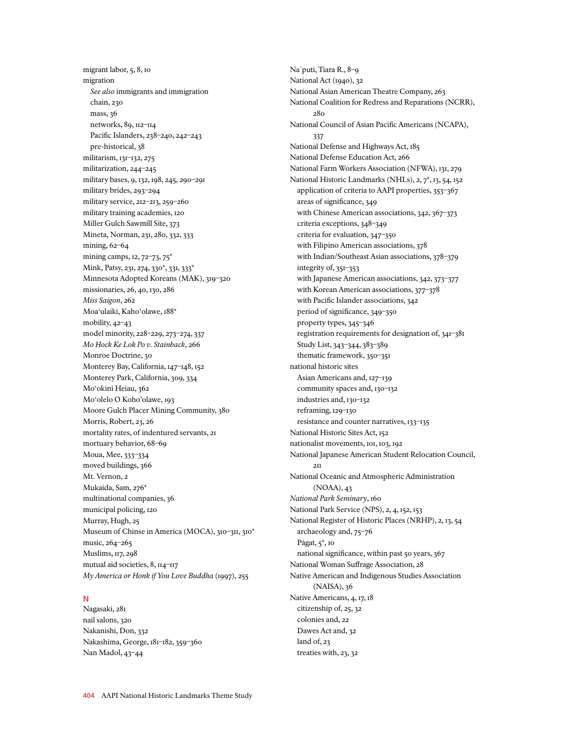migrant labor, 5, 8, 10
migration
  *See also* immigrants and immigration
  chain, 230
  mass, 36
  networks, 89, 112–114
  Pacific Islanders, 238–240, 242–243
  pre-historical, 38
militarism, 131–132, 275
militarization, 244–245
military bases, 9, 132, 198, 245, 290–291
military brides, 293–294
military service, 212–213, 259–260
military training academies, 120
Miller Gulch Sawmill Site, 373
Mineta, Norman, 231, 280, 332, 333
mining, 62–64
mining camps, 12, 72–73, 75*
Mink, Patsy, 231, 274, 330*, 331, 333*
Minnesota Adopted Koreans (MAK), 319–320
missionaries, 26, 40, 130, 286
*Miss Saigon*, 262
Moaʻulaiki, Kahoʻolawe, 188*
mobility, 42–43
model minority, 228–229, 273–274, 337
*Mo Hock Ke Lok Po v. Stainback*, 266
Monroe Doctrine, 30
Monterey Bay, California, 147–148, 152
Monterey Park, California, 309, 334
Moʻokini Heiau, 362
Moʻolelo O Kohoʻolawe, 193
Moore Gulch Placer Mining Community, 380
Morris, Robert, 23, 26
mortality rates, of indentured servants, 21
mortuary behavior, 68–69
Moua, Mee, 333–334
moved buildings, 366
Mt. Vernon, 2
Mukaida, Sam, 276*
multinational companies, 36
municipal policing, 120
Murray, Hugh, 25
Museum of Chinse in America (MOCA), 310–311, 310*
music, 264–265
Muslims, 117, 298
mutual aid societies, 8, 114–117
*My America or Honk if You Love Buddha* (1997), 255

## N

Nagasaki, 281
nail salons, 320
Nakanishi, Don, 332
Nakashima, George, 181–182, 359–360
Nan Madol, 43–44
Na`puti, Tiara R., 8–9
National Act (1940), 32
National Asian American Theatre Company, 263
National Coalition for Redress and Reparations (NCRR), 280
National Council of Asian Pacific Americans (NCAPA), 337
National Defense and Highways Act, 185
National Defense Education Act, 266
National Farm Workers Association (NFWA), 131, 279
National Historic Landmarks (NHLs), 2, 7*, 13, 54, 152
  application of criteria to AAPI properties, 353–367
  areas of significance, 349
  with Chinese American associations, 342, 367–373
  criteria exceptions, 348–349
  criteria for evaluation, 347–350
  with Filipino American associations, 378
  with Indian/Southeast Asian associations, 378–379
  integrity of, 351–353
  with Japanese American associations, 342, 373–377
  with Korean American associations, 377–378
  with Pacific Islander associations, 342
  period of significance, 349–350
  property types, 345–346
  registration requirements for designation of, 341–381
  Study List, 343–344, 383–389
  thematic framework, 350–351
national historic sites
  Asian Americans and, 127–139
  community spaces and, 130–132
  industries and, 130–132
  reframing, 129–130
  resistance and counter narratives, 133–135
National Historic Sites Act, 152
nationalist movements, 101, 103, 192
National Japanese American Student Relocation Council, 211
National Oceanic and Atmospheric Administration (NOAA), 43
*National Park Seminary*, 160
National Park Service (NPS), 2, 4, 152, 153
National Register of Historic Places (NRHP), 2, 13, 54
  archaeology and, 75–76
  Pågat, 5*, 10
  national significance, within past 50 years, 367
National Woman Suffrage Association, 28
Native American and Indigenous Studies Association (NAISA), 36
Native Americans, 4, 17, 18
  citizenship of, 25, 32
  colonies and, 22
  Dawes Act and, 32
  land of, 23
  treaties with, 23, 32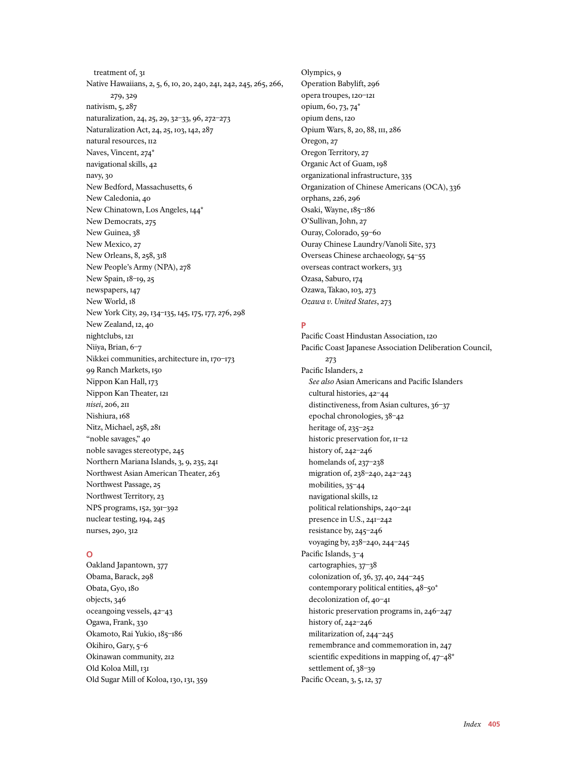treatment of, 31
Native Hawaiians, 2, 5, 6, 10, 20, 240, 241, 242, 245, 265, 266, 279, 329
nativism, 5, 287
naturalization, 24, 25, 29, 32–33, 96, 272–273
Naturalization Act, 24, 25, 103, 142, 287
natural resources, 112
Naves, Vincent, 274*
navigational skills, 42
navy, 30
New Bedford, Massachusetts, 6
New Caledonia, 40
New Chinatown, Los Angeles, 144*
New Democrats, 275
New Guinea, 38
New Mexico, 27
New Orleans, 8, 258, 318
New People's Army (NPA), 278
New Spain, 18–19, 25
newspapers, 147
New World, 18
New York City, 29, 134–135, 145, 175, 177, 276, 298
New Zealand, 12, 40
nightclubs, 121
Niiya, Brian, 6–7
Nikkei communities, architecture in, 170–173
99 Ranch Markets, 150
Nippon Kan Hall, 173
Nippon Kan Theater, 121
*nisei*, 206, 211
Nishiura, 168
Nitz, Michael, 258, 281
"noble savages," 40
noble savages stereotype, 245
Northern Mariana Islands, 3, 9, 235, 241
Northwest Asian American Theater, 263
Northwest Passage, 25
Northwest Territory, 23
NPS programs, 152, 391–392
nuclear testing, 194, 245
nurses, 290, 312

## O

Oakland Japantown, 377
Obama, Barack, 298
Obata, Gyo, 180
objects, 346
oceangoing vessels, 42–43
Ogawa, Frank, 330
Okamoto, Rai Yukio, 185–186
Okihiro, Gary, 5–6
Okinawan community, 212
Old Koloa Mill, 131
Old Sugar Mill of Koloa, 130, 131, 359
Olympics, 9
Operation Babylift, 296
opera troupes, 120–121
opium, 60, 73, 74*
opium dens, 120
Opium Wars, 8, 20, 88, 111, 286
Oregon, 27
Oregon Territory, 27
Organic Act of Guam, 198
organizational infrastructure, 335
Organization of Chinese Americans (OCA), 336
orphans, 226, 296
Osaki, Wayne, 185–186
O'Sullivan, John, 27
Ouray, Colorado, 59–60
Ouray Chinese Laundry/Vanoli Site, 373
Overseas Chinese archaeology, 54–55
overseas contract workers, 313
Ozasa, Saburo, 174
Ozawa, Takao, 103, 273
*Ozawa v. United States*, 273

## P

Pacific Coast Hindustan Association, 120
Pacific Coast Japanese Association Deliberation Council, 273
Pacific Islanders, 2
  *See also* Asian Americans and Pacific Islanders
  cultural histories, 42–44
  distinctiveness, from Asian cultures, 36–37
  epochal chronologies, 38–42
  heritage of, 235–252
  historic preservation for, 11–12
  history of, 242–246
  homelands of, 237–238
  migration of, 238–240, 242–243
  mobilities, 35–44
  navigational skills, 12
  political relationships, 240–241
  presence in U.S., 241–242
  resistance by, 245–246
  voyaging by, 238–240, 244–245
Pacific Islands, 3–4
  cartographies, 37–38
  colonization of, 36, 37, 40, 244–245
  contemporary political entities, 48–50*
  decolonization of, 40–41
  historic preservation programs in, 246–247
  history of, 242–246
  militarization of, 244–245
  remembrance and commemoration in, 247
  scientific expeditions in mapping of, 47–48*
  settlement of, 38–39
Pacific Ocean, 3, 5, 12, 37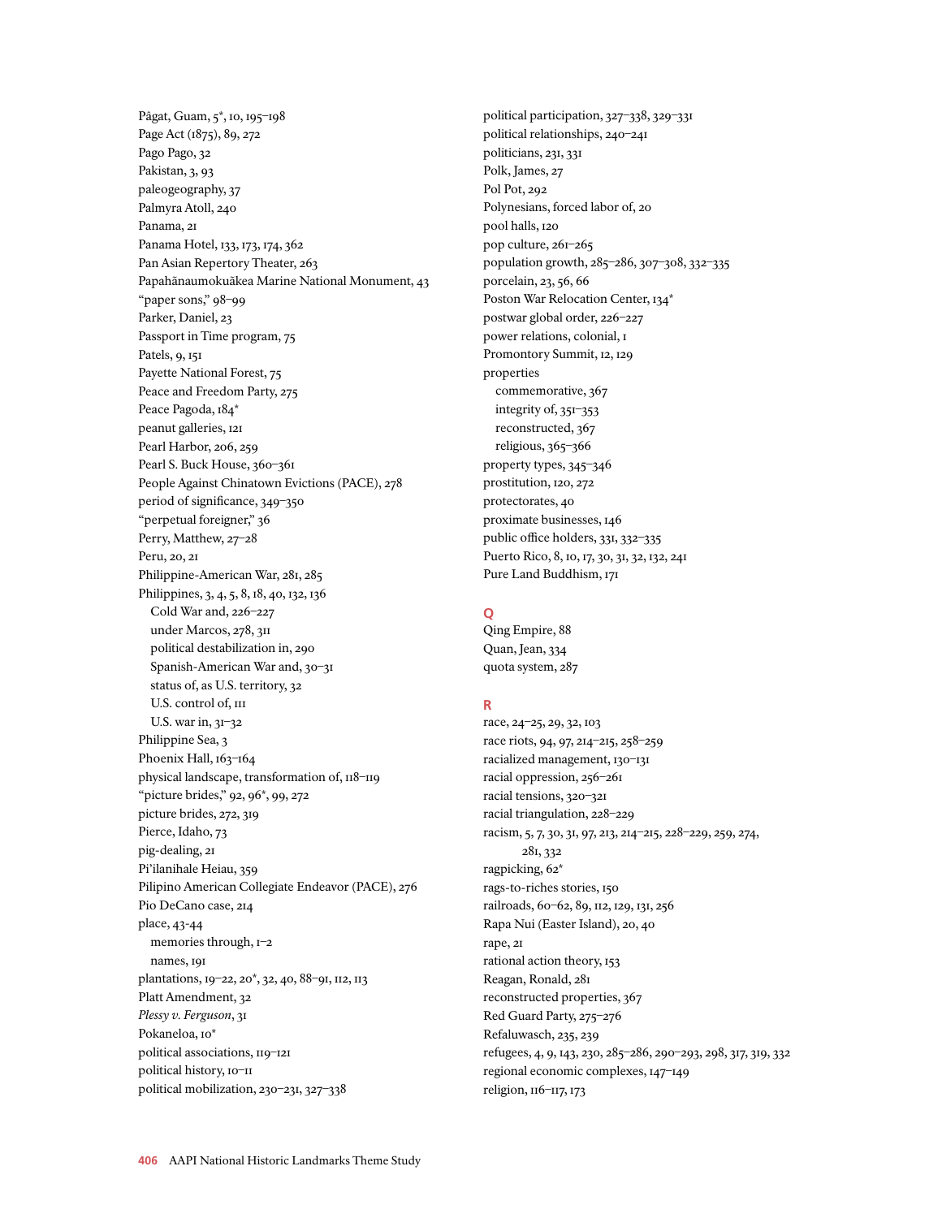Pâgat, Guam, 5*, 10, 195–198
Page Act (1875), 89, 272
Pago Pago, 32
Pakistan, 3, 93
paleogeography, 37
Palmyra Atoll, 240
Panama, 21
Panama Hotel, 133, 173, 174, 362
Pan Asian Repertory Theater, 263
Papahānaumokuākea Marine National Monument, 43
"paper sons," 98–99
Parker, Daniel, 23
Passport in Time program, 75
Patels, 9, 151
Payette National Forest, 75
Peace and Freedom Party, 275
Peace Pagoda, 184*
peanut galleries, 121
Pearl Harbor, 206, 259
Pearl S. Buck House, 360–361
People Against Chinatown Evictions (PACE), 278
period of significance, 349–350
"perpetual foreigner," 36
Perry, Matthew, 27–28
Peru, 20, 21
Philippine-American War, 281, 285
Philippines, 3, 4, 5, 8, 18, 40, 132, 136
  Cold War and, 226–227
  under Marcos, 278, 311
  political destabilization in, 290
  Spanish-American War and, 30–31
  status of, as U.S. territory, 32
  U.S. control of, 111
  U.S. war in, 31–32
Philippine Sea, 3
Phoenix Hall, 163–164
physical landscape, transformation of, 118–119
"picture brides," 92, 96*, 99, 272
picture brides, 272, 319
Pierce, Idaho, 73
pig-dealing, 21
Pi'ilanihale Heiau, 359
Pilipino American Collegiate Endeavor (PACE), 276
Pio DeCano case, 214
place, 43-44
  memories through, 1–2
  names, 191
plantations, 19–22, 20*, 32, 40, 88–91, 112, 113
Platt Amendment, 32
*Plessy v. Ferguson*, 31
Pokaneloa, 10*
political associations, 119–121
political history, 10–11
political mobilization, 230–231, 327–338
political participation, 327–338, 329–331
political relationships, 240–241
politicians, 231, 331
Polk, James, 27
Pol Pot, 292
Polynesians, forced labor of, 20
pool halls, 120
pop culture, 261–265
population growth, 285–286, 307–308, 332–335
porcelain, 23, 56, 66
Poston War Relocation Center, 134*
postwar global order, 226–227
power relations, colonial, 1
Promontory Summit, 12, 129
properties
  commemorative, 367
  integrity of, 351–353
  reconstructed, 367
  religious, 365–366
property types, 345–346
prostitution, 120, 272
protectorates, 40
proximate businesses, 146
public office holders, 331, 332–335
Puerto Rico, 8, 10, 17, 30, 31, 32, 132, 241
Pure Land Buddhism, 171

## Q

Qing Empire, 88
Quan, Jean, 334
quota system, 287

## R

race, 24–25, 29, 32, 103
race riots, 94, 97, 214–215, 258–259
racialized management, 130–131
racial oppression, 256–261
racial tensions, 320–321
racial triangulation, 228–229
racism, 5, 7, 30, 31, 97, 213, 214–215, 228–229, 259, 274, 281, 332
ragpicking, 62*
rags-to-riches stories, 150
railroads, 60–62, 89, 112, 129, 131, 256
Rapa Nui (Easter Island), 20, 40
rape, 21
rational action theory, 153
Reagan, Ronald, 281
reconstructed properties, 367
Red Guard Party, 275–276
Refaluwasch, 235, 239
refugees, 4, 9, 143, 230, 285–286, 290–293, 298, 317, 319, 332
regional economic complexes, 147–149
religion, 116–117, 173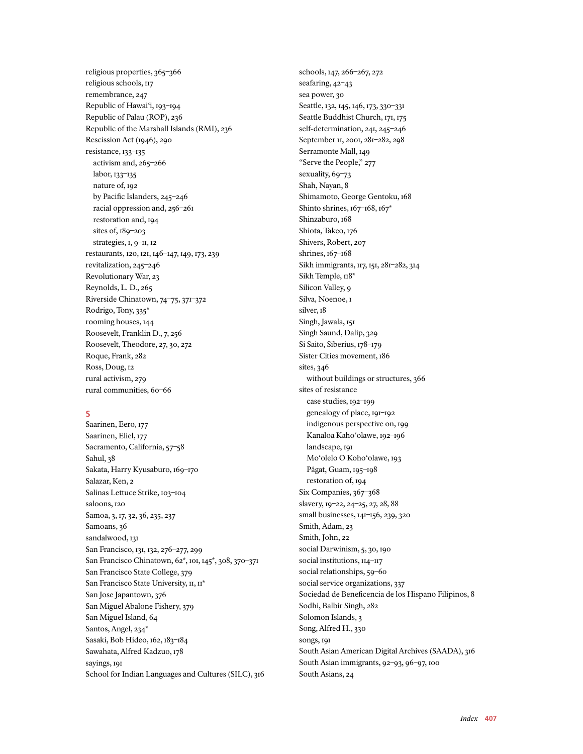religious properties, 365–366
religious schools, 117
remembrance, 247
Republic of Hawai'i, 193–194
Republic of Palau (ROP), 236
Republic of the Marshall Islands (RMI), 236
Rescission Act (1946), 290
resistance, 133–135
  activism and, 265–266
  labor, 133–135
  nature of, 192
  by Pacific Islanders, 245–246
  racial oppression and, 256–261
  restoration and, 194
  sites of, 189–203
  strategies, 1, 9–11, 12
restaurants, 120, 121, 146–147, 149, 173, 239
revitalization, 245–246
Revolutionary War, 23
Reynolds, L. D., 265
Riverside Chinatown, 74–75, 371–372
Rodrigo, Tony, 335*
rooming houses, 144
Roosevelt, Franklin D., 7, 256
Roosevelt, Theodore, 27, 30, 272
Roque, Frank, 282
Ross, Doug, 12
rural activism, 279
rural communities, 60–66

## S

Saarinen, Eero, 177
Saarinen, Eliel, 177
Sacramento, California, 57–58
Sahul, 38
Sakata, Harry Kyusaburo, 169–170
Salazar, Ken, 2
Salinas Lettuce Strike, 103–104
saloons, 120
Samoa, 3, 17, 32, 36, 235, 237
Samoans, 36
sandalwood, 131
San Francisco, 131, 132, 276–277, 299
San Francisco Chinatown, 62*, 101, 145*, 308, 370–371
San Francisco State College, 379
San Francisco State University, 11, 11*
San Jose Japantown, 376
San Miguel Abalone Fishery, 379
San Miguel Island, 64
Santos, Angel, 234*
Sasaki, Bob Hideo, 162, 183–184
Sawahata, Alfred Kadzuo, 178
sayings, 191
School for Indian Languages and Cultures (SILC), 316
schools, 147, 266–267, 272
seafaring, 42–43
sea power, 30
Seattle, 132, 145, 146, 173, 330–331
Seattle Buddhist Church, 171, 175
self-determination, 241, 245–246
September 11, 2001, 281–282, 298
Serramonte Mall, 149
"Serve the People," 277
sexuality, 69–73
Shah, Nayan, 8
Shimamoto, George Gentoku, 168
Shinto shrines, 167–168, 167*
Shinzaburo, 168
Shiota, Takeo, 176
Shivers, Robert, 207
shrines, 167–168
Sikh immigrants, 117, 151, 281–282, 314
Sikh Temple, 118*
Silicon Valley, 9
Silva, Noenoe, 1
silver, 18
Singh, Jawala, 151
Singh Saund, Dalip, 329
Si Saito, Siberius, 178–179
Sister Cities movement, 186
sites, 346
  without buildings or structures, 366
sites of resistance
  case studies, 192–199
  genealogy of place, 191–192
  indigenous perspective on, 199
  Kanaloa Kaho'olawe, 192–196
  landscape, 191
  Mo'olelo O Koho'olawe, 193
  Pågat, Guam, 195–198
  restoration of, 194
Six Companies, 367–368
slavery, 19–22, 24–25, 27, 28, 88
small businesses, 141–156, 239, 320
Smith, Adam, 23
Smith, John, 22
social Darwinism, 5, 30, 190
social institutions, 114–117
social relationships, 59–60
social service organizations, 337
Sociedad de Beneficencia de los Hispano Filipinos, 8
Sodhi, Balbir Singh, 282
Solomon Islands, 3
Song, Alfred H., 330
songs, 191
South Asian American Digital Archives (SAADA), 316
South Asian immigrants, 92–93, 96–97, 100
South Asians, 24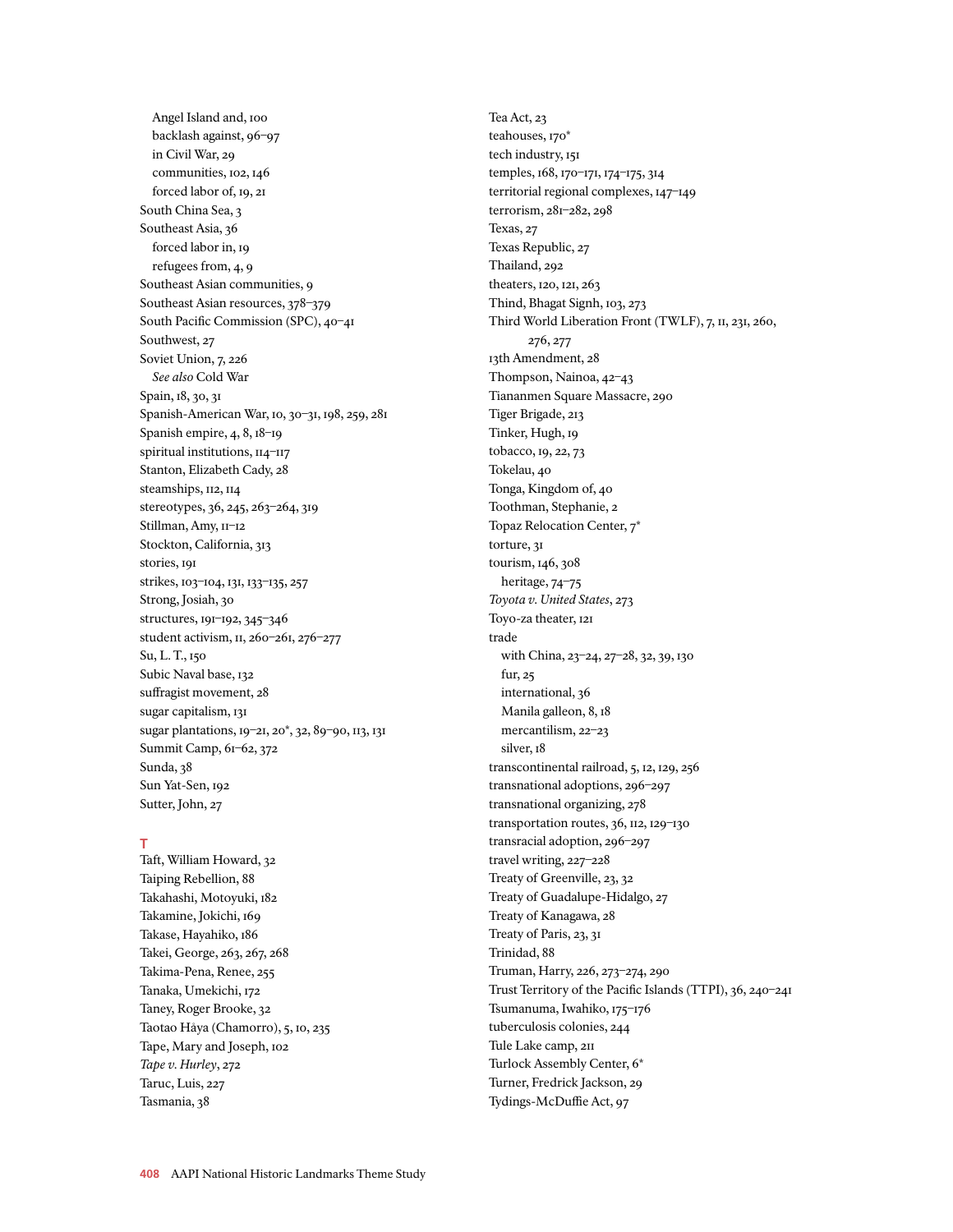Angel Island and, 100
backlash against, 96–97
in Civil War, 29
communities, 102, 146
forced labor of, 19, 21

South China Sea, 3
Southeast Asia, 36
forced labor in, 19
refugees from, 4, 9

Southeast Asian communities, 9
Southeast Asian resources, 378–379
South Pacific Commission (SPC), 40–41
Southwest, 27
Soviet Union, 7, 226
*See also* Cold War

Spain, 18, 30, 31
Spanish-American War, 10, 30–31, 198, 259, 281
Spanish empire, 4, 8, 18–19
spiritual institutions, 114–117
Stanton, Elizabeth Cady, 28
steamships, 112, 114
stereotypes, 36, 245, 263–264, 319
Stillman, Amy, 11–12
Stockton, California, 313
stories, 191
strikes, 103–104, 131, 133–135, 257
Strong, Josiah, 30
structures, 191–192, 345–346
student activism, 11, 260–261, 276–277
Su, L. T., 150
Subic Naval base, 132
suffragist movement, 28
sugar capitalism, 131
sugar plantations, 19–21, 20*, 32, 89–90, 113, 131
Summit Camp, 61–62, 372
Sunda, 38
Sun Yat-Sen, 192
Sutter, John, 27

## T

Taft, William Howard, 32
Taiping Rebellion, 88
Takahashi, Motoyuki, 182
Takamine, Jokichi, 169
Takase, Hayahiko, 186
Takei, George, 263, 267, 268
Takima-Pena, Renee, 255
Tanaka, Umekichi, 172
Taney, Roger Brooke, 32
Taotao Håya (Chamorro), 5, 10, 235
Tape, Mary and Joseph, 102
*Tape v. Hurley*, 272
Taruc, Luis, 227
Tasmania, 38
Tea Act, 23
teahouses, 170*
tech industry, 151
temples, 168, 170–171, 174–175, 314
territorial regional complexes, 147–149
terrorism, 281–282, 298
Texas, 27
Texas Republic, 27
Thailand, 292
theaters, 120, 121, 263
Thind, Bhagat Signh, 103, 273
Third World Liberation Front (TWLF), 7, 11, 231, 260, 276, 277
13th Amendment, 28
Thompson, Nainoa, 42–43
Tiananmen Square Massacre, 290
Tiger Brigade, 213
Tinker, Hugh, 19
tobacco, 19, 22, 73
Tokelau, 40
Tonga, Kingdom of, 40
Toothman, Stephanie, 2
Topaz Relocation Center, 7*
torture, 31
tourism, 146, 308
heritage, 74–75

*Toyota v. United States*, 273
Toyo-za theater, 121
trade
with China, 23–24, 27–28, 32, 39, 130
fur, 25
international, 36
Manila galleon, 8, 18
mercantilism, 22–23
silver, 18

transcontinental railroad, 5, 12, 129, 256
transnational adoptions, 296–297
transnational organizing, 278
transportation routes, 36, 112, 129–130
transracial adoption, 296–297
travel writing, 227–228
Treaty of Greenville, 23, 32
Treaty of Guadalupe-Hidalgo, 27
Treaty of Kanagawa, 28
Treaty of Paris, 23, 31
Trinidad, 88
Truman, Harry, 226, 273–274, 290
Trust Territory of the Pacific Islands (TTPI), 36, 240–241
Tsumanuma, Iwahiko, 175–176
tuberculosis colonies, 244
Tule Lake camp, 211
Turlock Assembly Center, 6*
Turner, Fredrick Jackson, 29
Tydings-McDuffie Act, 97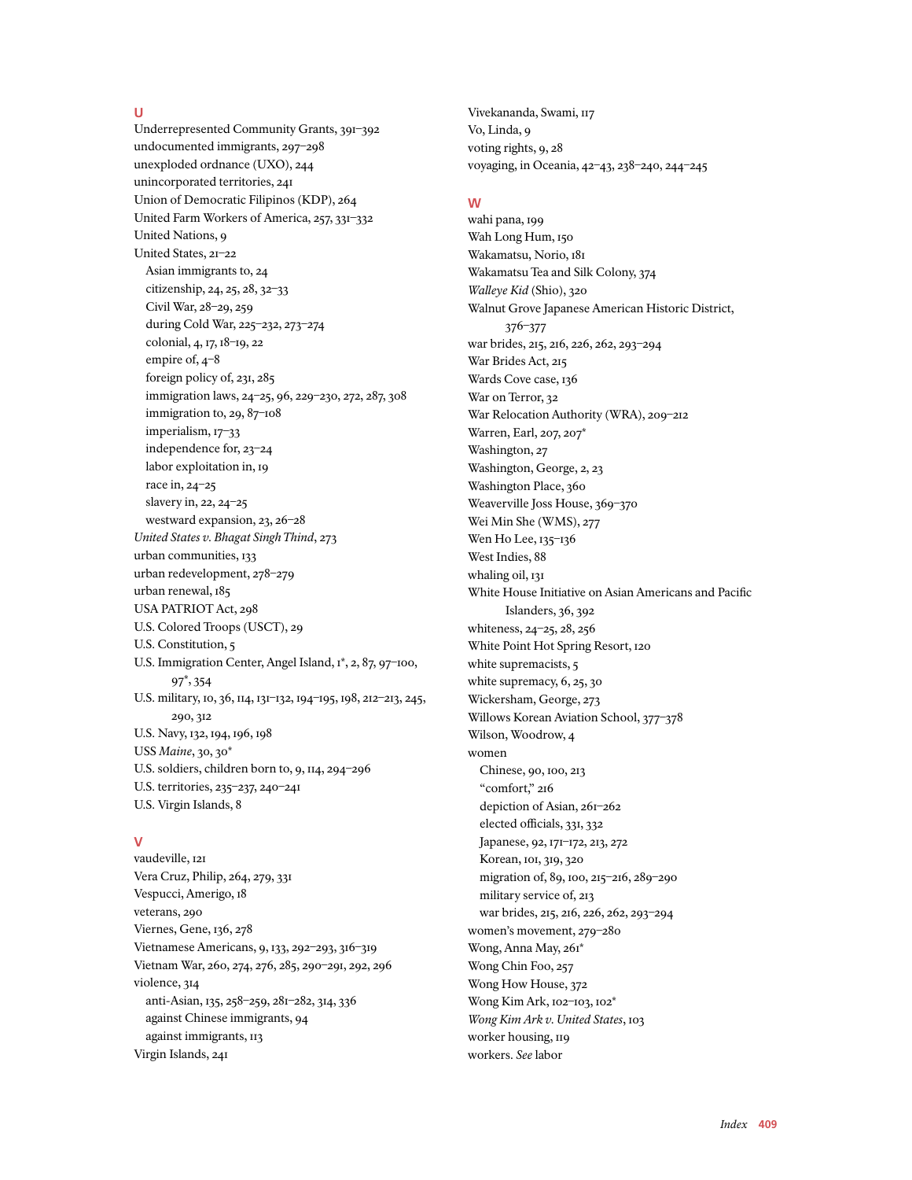## U

Underrepresented Community Grants, 391–392
undocumented immigrants, 297–298
unexploded ordnance (UXO), 244
unincorporated territories, 241
Union of Democratic Filipinos (KDP), 264
United Farm Workers of America, 257, 331–332
United Nations, 9
United States, 21–22
- Asian immigrants to, 24
- citizenship, 24, 25, 28, 32–33
- Civil War, 28–29, 259
- during Cold War, 225–232, 273–274
- colonial, 4, 17, 18–19, 22
- empire of, 4–8
- foreign policy of, 231, 285
- immigration laws, 24–25, 96, 229–230, 272, 287, 308
- immigration to, 29, 87–108
- imperialism, 17–33
- independence for, 23–24
- labor exploitation in, 19
- race in, 24–25
- slavery in, 22, 24–25
- westward expansion, 23, 26–28

*United States v. Bhagat Singh Thind*, 273
urban communities, 133
urban redevelopment, 278–279
urban renewal, 185
USA PATRIOT Act, 298
U.S. Colored Troops (USCT), 29
U.S. Constitution, 5
U.S. Immigration Center, Angel Island, 1*, 2, 87, 97–100, 97*, 354
U.S. military, 10, 36, 114, 131–132, 194–195, 198, 212–213, 245, 290, 312
U.S. Navy, 132, 194, 196, 198
USS *Maine*, 30, 30*
U.S. soldiers, children born to, 9, 114, 294–296
U.S. territories, 235–237, 240–241
U.S. Virgin Islands, 8

## V

vaudeville, 121
Vera Cruz, Philip, 264, 279, 331
Vespucci, Amerigo, 18
veterans, 290
Viernes, Gene, 136, 278
Vietnamese Americans, 9, 133, 292–293, 316–319
Vietnam War, 260, 274, 276, 285, 290–291, 292, 296
violence, 314
- anti-Asian, 135, 258–259, 281–282, 314, 336
- against Chinese immigrants, 94
- against immigrants, 113

Virgin Islands, 241
Vivekananda, Swami, 117
Vo, Linda, 9
voting rights, 9, 28
voyaging, in Oceania, 42–43, 238–240, 244–245

## W

wahi pana, 199
Wah Long Hum, 150
Wakamatsu, Norio, 181
Wakamatsu Tea and Silk Colony, 374
*Walleye Kid* (Shio), 320
Walnut Grove Japanese American Historic District, 376–377
war brides, 215, 216, 226, 262, 293–294
War Brides Act, 215
Wards Cove case, 136
War on Terror, 32
War Relocation Authority (WRA), 209–212
Warren, Earl, 207, 207*
Washington, 27
Washington, George, 2, 23
Washington Place, 360
Weaverville Joss House, 369–370
Wei Min She (WMS), 277
Wen Ho Lee, 135–136
West Indies, 88
whaling oil, 131
White House Initiative on Asian Americans and Pacific Islanders, 36, 392
whiteness, 24–25, 28, 256
White Point Hot Spring Resort, 120
white supremacists, 5
white supremacy, 6, 25, 30
Wickersham, George, 273
Willows Korean Aviation School, 377–378
Wilson, Woodrow, 4
women
- Chinese, 90, 100, 213
- "comfort," 216
- depiction of Asian, 261–262
- elected officials, 331, 332
- Japanese, 92, 171–172, 213, 272
- Korean, 101, 319, 320
- migration of, 89, 100, 215–216, 289–290
- military service of, 213
- war brides, 215, 216, 226, 262, 293–294

women's movement, 279–280
Wong, Anna May, 261*
Wong Chin Foo, 257
Wong How House, 372
Wong Kim Ark, 102–103, 102*
*Wong Kim Ark v. United States*, 103
worker housing, 119
workers. *See* labor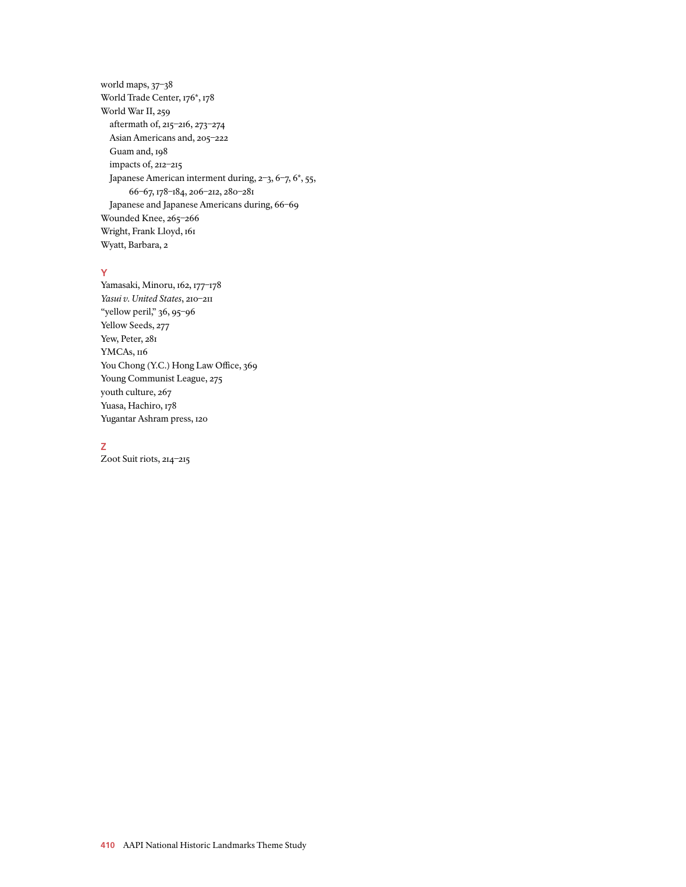world maps, 37–38
World Trade Center, 176*, 178
World War II, 259
   aftermath of, 215–216, 273–274
   Asian Americans and, 205–222
   Guam and, 198
   impacts of, 212–215
   Japanese American interment during, 2–3, 6–7, 6*, 55, 66–67, 178–184, 206–212, 280–281
   Japanese and Japanese Americans during, 66–69
Wounded Knee, 265–266
Wright, Frank Lloyd, 161
Wyatt, Barbara, 2

## Y

Yamasaki, Minoru, 162, 177–178
*Yasui v. United States*, 210–211
"yellow peril," 36, 95–96
Yellow Seeds, 277
Yew, Peter, 281
YMCAs, 116
You Chong (Y.C.) Hong Law Office, 369
Young Communist League, 275
youth culture, 267
Yuasa, Hachiro, 178
Yugantar Ashram press, 120

## Z

Zoot Suit riots, 214–215